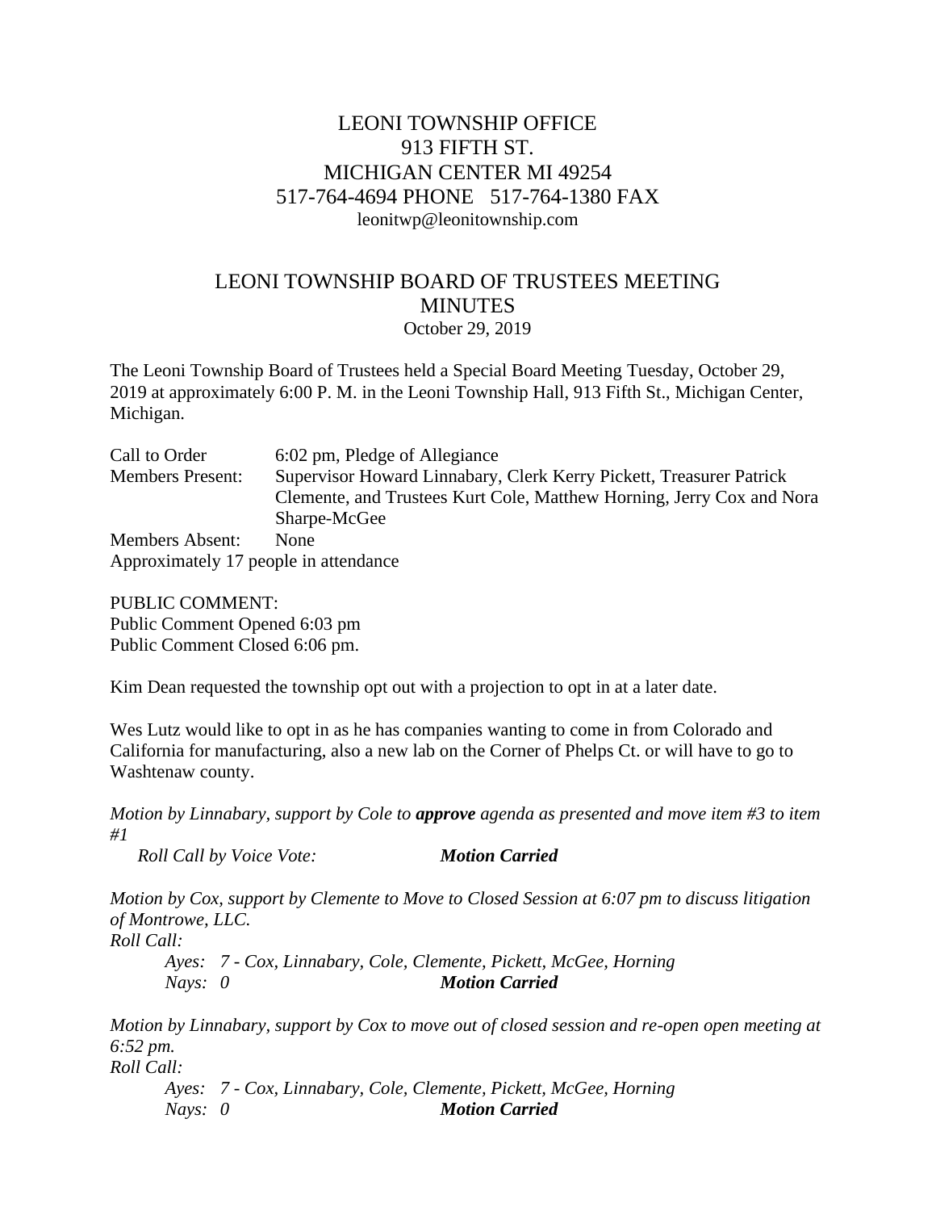# LEONI TOWNSHIP OFFICE
913 FIFTH ST.
MICHIGAN CENTER MI 49254
517-764-4694 PHONE 517-764-1380 FAX
leonitwp@leonitownship.com

## LEONI TOWNSHIP BOARD OF TRUSTEES MEETING MINUTES
October 29, 2019

The Leoni Township Board of Trustees held a Special Board Meeting Tuesday, October 29, 2019 at approximately 6:00 P. M. in the Leoni Township Hall, 913 Fifth St., Michigan Center, Michigan.

| | |
|---|---|
| Call to Order | 6:02 pm, Pledge of Allegiance |
| Members Present: | Supervisor Howard Linnabary, Clerk Kerry Pickett, Treasurer Patrick Clemente, and Trustees Kurt Cole, Matthew Horning, Jerry Cox and Nora Sharpe-McGee |
| Members Absent: | None |

Approximately 17 people in attendance

PUBLIC COMMENT:
Public Comment Opened 6:03 pm
Public Comment Closed 6:06 pm.

Kim Dean requested the township opt out with a projection to opt in at a later date.

Wes Lutz would like to opt in as he has companies wanting to come in from Colorado and California for manufacturing, also a new lab on the Corner of Phelps Ct. or will have to go to Washtenaw county.

*Motion by Linnabary, support by Cole to **approve** agenda as presented and move item #3 to item #1*
*Roll Call by Voice Vote:* ***Motion Carried***

*Motion by Cox, support by Clemente to Move to Closed Session at 6:07 pm to discuss litigation of Montrowe, LLC.*
*Roll Call:*
*Ayes: 7 - Cox, Linnabary, Cole, Clemente, Pickett, McGee, Horning*
*Nays: 0* ***Motion Carried***

*Motion by Linnabary, support by Cox to move out of closed session and re-open open meeting at 6:52 pm.*
*Roll Call:*
*Ayes: 7 - Cox, Linnabary, Cole, Clemente, Pickett, McGee, Horning*
*Nays: 0* ***Motion Carried***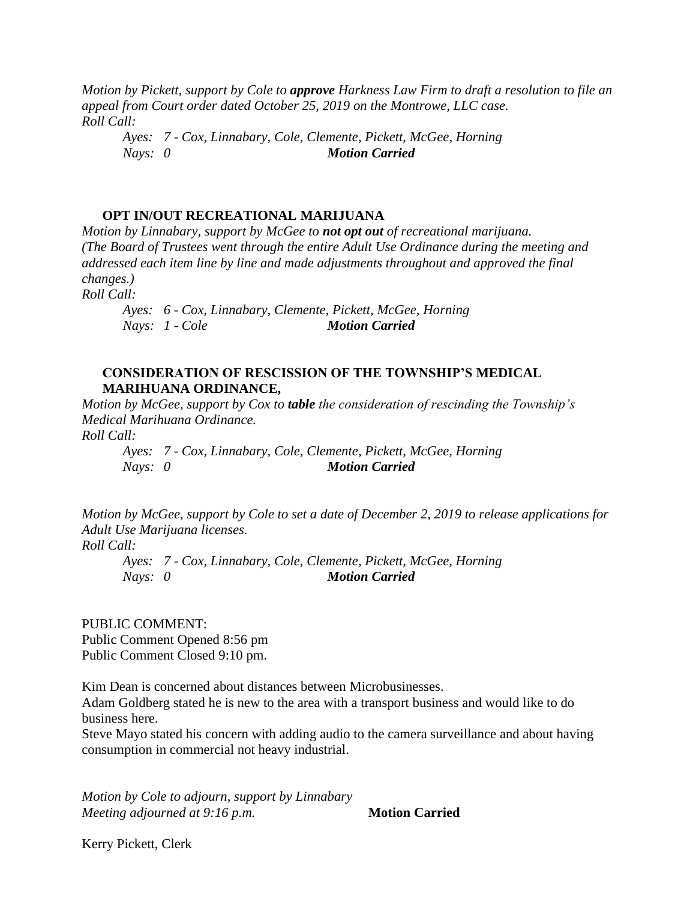*Motion by Pickett, support by Cole to **approve** Harkness Law Firm to draft a resolution to file an appeal from Court order dated October 25, 2019 on the Montrowe, LLC case.*
*Roll Call:*

*Ayes: 7 - Cox, Linnabary, Cole, Clemente, Pickett, McGee, Horning*
*Nays: 0* ***Motion Carried***

**OPT IN/OUT RECREATIONAL MARIJUANA**

*Motion by Linnabary, support by McGee to **not opt out** of recreational marijuana. (The Board of Trustees went through the entire Adult Use Ordinance during the meeting and addressed each item line by line and made adjustments throughout and approved the final changes.)*
*Roll Call:*

*Ayes: 6 - Cox, Linnabary, Clemente, Pickett, McGee, Horning*
*Nays: 1 - Cole* ***Motion Carried***

**CONSIDERATION OF RESCISSION OF THE TOWNSHIP'S MEDICAL MARIHUANA ORDINANCE,**

*Motion by McGee, support by Cox to **table** the consideration of rescinding the Township's Medical Marihuana Ordinance.*
*Roll Call:*

*Ayes: 7 - Cox, Linnabary, Cole, Clemente, Pickett, McGee, Horning*
*Nays: 0* ***Motion Carried***

*Motion by McGee, support by Cole to set a date of December 2, 2019 to release applications for Adult Use Marijuana licenses.*
*Roll Call:*

*Ayes: 7 - Cox, Linnabary, Cole, Clemente, Pickett, McGee, Horning*
*Nays: 0* ***Motion Carried***

PUBLIC COMMENT:
Public Comment Opened 8:56 pm
Public Comment Closed 9:10 pm.

Kim Dean is concerned about distances between Microbusinesses.
Adam Goldberg stated he is new to the area with a transport business and would like to do business here.
Steve Mayo stated his concern with adding audio to the camera surveillance and about having consumption in commercial not heavy industrial.

*Motion by Cole to adjourn, support by Linnabary*
*Meeting adjourned at 9:16 p.m.* **Motion Carried**

Kerry Pickett, Clerk